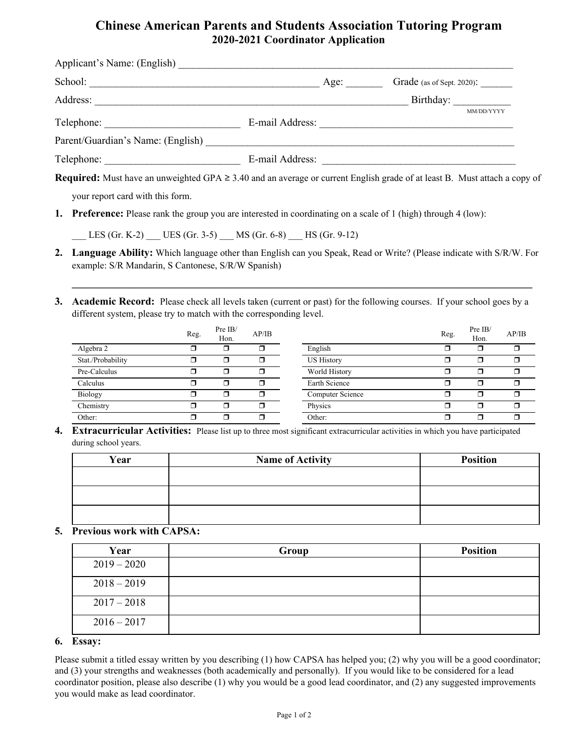# Chinese American Parents and Students Association Tutoring Program
## 2020-2021 Coordinator Application

Applicant's Name: (English) ___________________________________________________________________

School: _____________________________________________ Age: _______ Grade (as of Sept. 2020): ______

Address: _______________________________________________________________ Birthday: __________ (MM/DD/YYYY)

Telephone: __________________________ E-mail Address: ______________________________________

Parent/Guardian's Name: (English) _____________________________________________________________

Telephone: __________________________ E-mail Address: ______________________________________

**Required:** Must have an unweighted GPA ≥ 3.40 and an average or current English grade of at least B. Must attach a copy of your report card with this form.

1. **Preference:** Please rank the group you are interested in coordinating on a scale of 1 (high) through 4 (low):

   ___ LES (Gr. K-2) ___ UES (Gr. 3-5) ___ MS (Gr. 6-8) ___ HS (Gr. 9-12)

2. **Language Ability:** Which language other than English can you Speak, Read or Write? (Please indicate with S/R/W. For example: S/R Mandarin, S Cantonese, S/R/W Spanish)

   ______________________________________________________________________________________________

3. **Academic Record:** Please check all levels taken (current or past) for the following courses. If your school goes by a different system, please try to match with the corresponding level.

| | Reg. | Pre IB/ Hon. | AP/IB | | Reg. | Pre IB/ Hon. | AP/IB |
|---|---|---|---|---|---|---|---|
| Algebra 2 | ❒ | ❒ | ❒ | English | ❒ | ❒ | ❒ |
| Stat./Probability | ❒ | ❒ | ❒ | US History | ❒ | ❒ | ❒ |
| Pre-Calculus | ❒ | ❒ | ❒ | World History | ❒ | ❒ | ❒ |
| Calculus | ❒ | ❒ | ❒ | Earth Science | ❒ | ❒ | ❒ |
| Biology | ❒ | ❒ | ❒ | Computer Science | ❒ | ❒ | ❒ |
| Chemistry | ❒ | ❒ | ❒ | Physics | ❒ | ❒ | ❒ |
| Other: | ❒ | ❒ | ❒ | Other: | ❒ | ❒ | ❒ |

4. **Extracurricular Activities:** Please list up to three most significant extracurricular activities in which you have participated during school years.

| Year | Name of Activity | Position |
|---|---|---|
| | | |
| | | |
| | | |

5. **Previous work with CAPSA:**

| Year | Group | Position |
|---|---|---|
| 2019 – 2020 | | |
| 2018 – 2019 | | |
| 2017 – 2018 | | |
| 2016 – 2017 | | |

6. **Essay:**

Please submit a titled essay written by you describing (1) how CAPSA has helped you; (2) why you will be a good coordinator; and (3) your strengths and weaknesses (both academically and personally). If you would like to be considered for a lead coordinator position, please also describe (1) why you would be a good lead coordinator, and (2) any suggested improvements you would make as lead coordinator.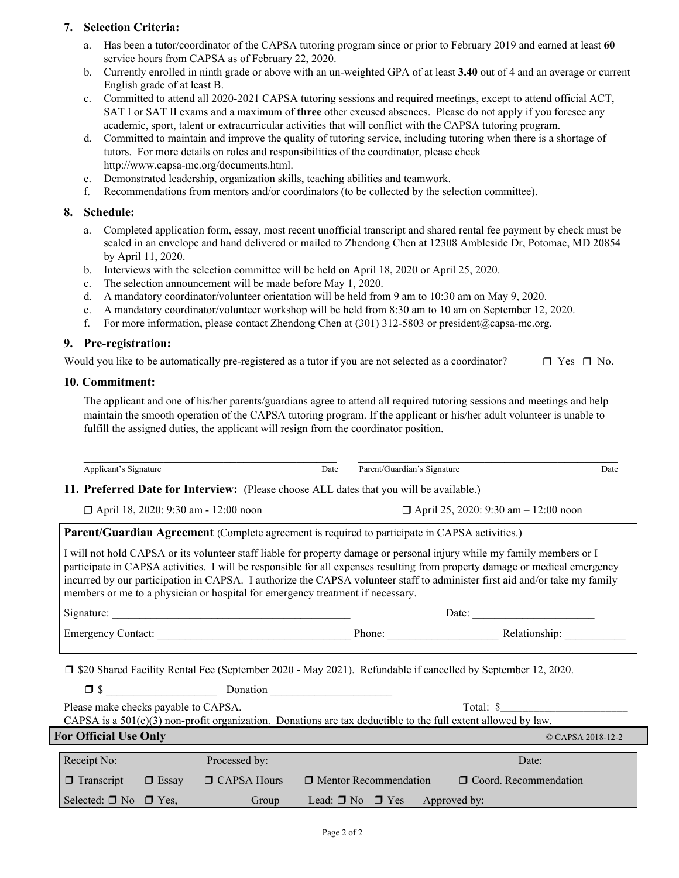## 7. Selection Criteria:

a. Has been a tutor/coordinator of the CAPSA tutoring program since or prior to February 2019 and earned at least **60** service hours from CAPSA as of February 22, 2020.
b. Currently enrolled in ninth grade or above with an un-weighted GPA of at least **3.40** out of 4 and an average or current English grade of at least B.
c. Committed to attend all 2020-2021 CAPSA tutoring sessions and required meetings, except to attend official ACT, SAT I or SAT II exams and a maximum of **three** other excused absences. Please do not apply if you foresee any academic, sport, talent or extracurricular activities that will conflict with the CAPSA tutoring program.
d. Committed to maintain and improve the quality of tutoring service, including tutoring when there is a shortage of tutors. For more details on roles and responsibilities of the coordinator, please check http://www.capsa-mc.org/documents.html.
e. Demonstrated leadership, organization skills, teaching abilities and teamwork.
f. Recommendations from mentors and/or coordinators (to be collected by the selection committee).

## 8. Schedule:

a. Completed application form, essay, most recent unofficial transcript and shared rental fee payment by check must be sealed in an envelope and hand delivered or mailed to Zhendong Chen at 12308 Ambleside Dr, Potomac, MD 20854 by April 11, 2020.
b. Interviews with the selection committee will be held on April 18, 2020 or April 25, 2020.
c. The selection announcement will be made before May 1, 2020.
d. A mandatory coordinator/volunteer orientation will be held from 9 am to 10:30 am on May 9, 2020.
e. A mandatory coordinator/volunteer workshop will be held from 8:30 am to 10 am on September 12, 2020.
f. For more information, please contact Zhendong Chen at (301) 312-5803 or president@capsa-mc.org.

## 9. Pre-registration:

Would you like to be automatically pre-registered as a tutor if you are not selected as a coordinator? ❒ Yes ❒ No.

## 10. Commitment:

The applicant and one of his/her parents/guardians agree to attend all required tutoring sessions and meetings and help maintain the smooth operation of the CAPSA tutoring program. If the applicant or his/her adult volunteer is unable to fulfill the assigned duties, the applicant will resign from the coordinator position.

_______________________________________ Applicant's Signature Date

_______________________________________ Parent/Guardian's Signature Date

## 11. Preferred Date for Interview: (Please choose ALL dates that you will be available.)

❒ April 18, 2020: 9:30 am - 12:00 noon ❒ April 25, 2020: 9:30 am – 12:00 noon

**Parent/Guardian Agreement** (Complete agreement is required to participate in CAPSA activities.)

I will not hold CAPSA or its volunteer staff liable for property damage or personal injury while my family members or I participate in CAPSA activities. I will be responsible for all expenses resulting from property damage or medical emergency incurred by our participation in CAPSA. I authorize the CAPSA volunteer staff to administer first aid and/or take my family members or me to a physician or hospital for emergency treatment if necessary.

Signature: ___________________________________________ Date: _____________________

Emergency Contact: ___________________________________ Phone: ___________________ Relationship: ___________

❒ $20 Shared Facility Rental Fee (September 2020 - May 2021). Refundable if cancelled by September 12, 2020.

❒ $ ___________________ Donation _____________________

Please make checks payable to CAPSA. Total: $_______________________

CAPSA is a 501(c)(3) non-profit organization. Donations are tax deductible to the full extent allowed by law.

**For Official Use Only** © CAPSA 2018-12-2

| | | | | |
|---|---|---|---|---|
| Receipt No: | Processed by: | | Date: | |
| ❒ Transcript | ❒ Essay | ❒ CAPSA Hours | ❒ Mentor Recommendation | ❒ Coord. Recommendation |
| Selected: ❒ No ❒ Yes, | Group | Lead: ❒ No ❒ Yes | Approved by: | |